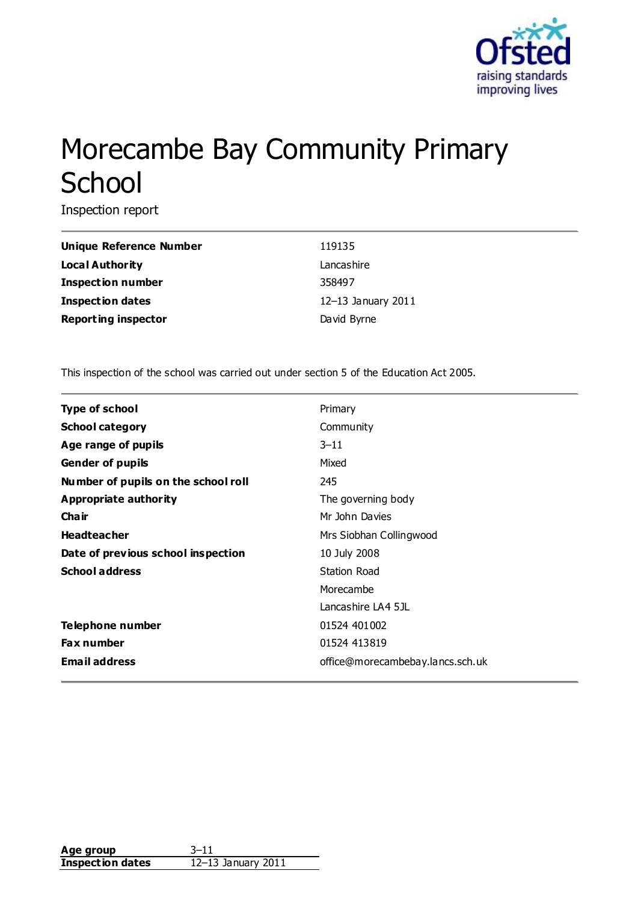# Morecambe Bay Community Primary School

Inspection report

| | |
|---|---|
| **Unique Reference Number** | 119135 |
| **Local Authority** | Lancashire |
| **Inspection number** | 358497 |
| **Inspection dates** | 12–13 January 2011 |
| **Reporting inspector** | David Byrne |

This inspection of the school was carried out under section 5 of the Education Act 2005.

| | |
|---|---|
| **Type of school** | Primary |
| **School category** | Community |
| **Age range of pupils** | 3–11 |
| **Gender of pupils** | Mixed |
| **Number of pupils on the school roll** | 245 |
| **Appropriate authority** | The governing body |
| **Chair** | Mr John Davies |
| **Headteacher** | Mrs Siobhan Collingwood |
| **Date of previous school inspection** | 10 July 2008 |
| **School address** | Station Road<br>Morecambe<br>Lancashire LA4 5JL |
| **Telephone number** | 01524 401002 |
| **Fax number** | 01524 413819 |
| **Email address** | office@morecambebay.lancs.sch.uk |

| | |
|---|---|
| **Age group** | 3–11 |
| **Inspection dates** | 12–13 January 2011 |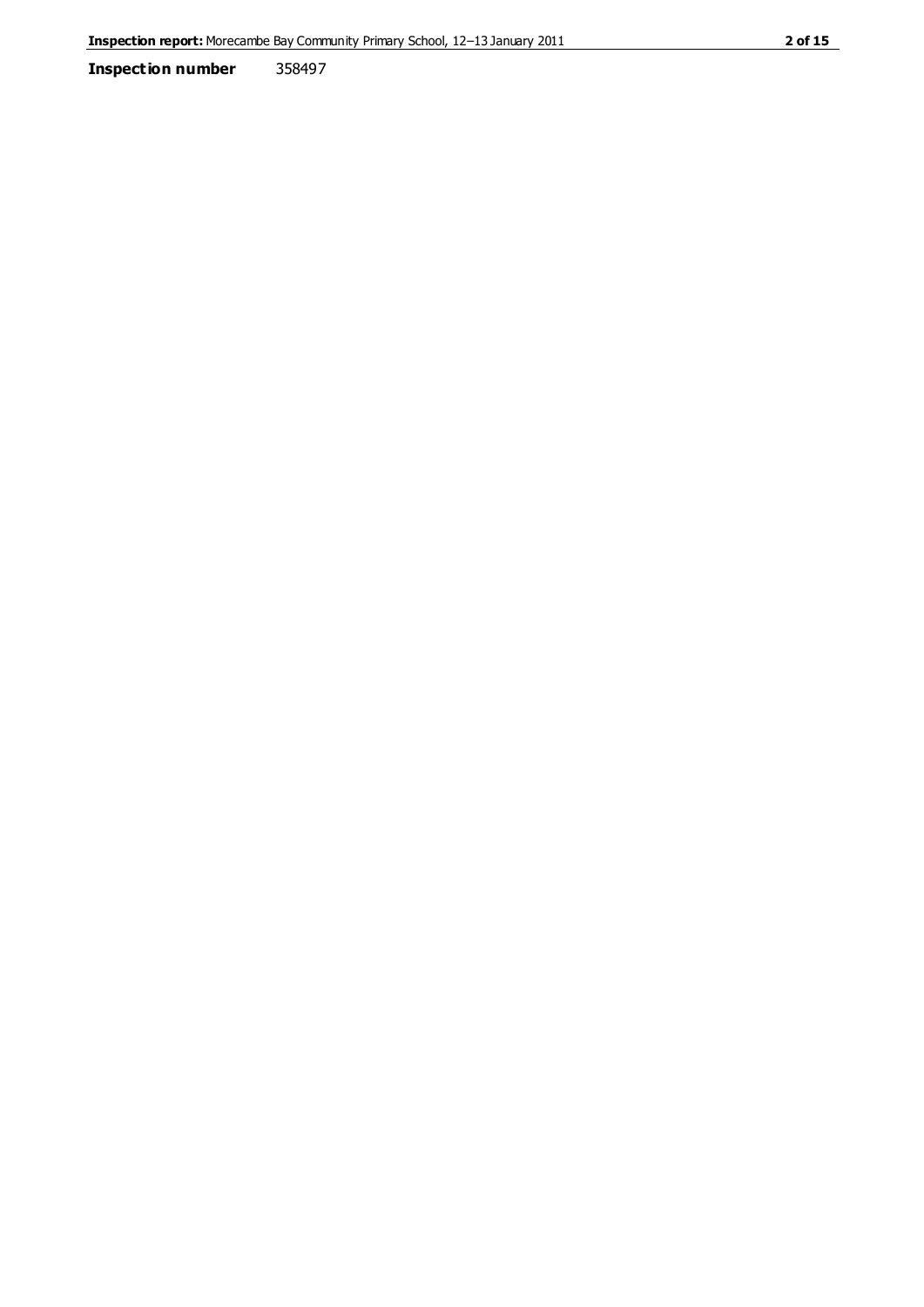**Inspection number** 358497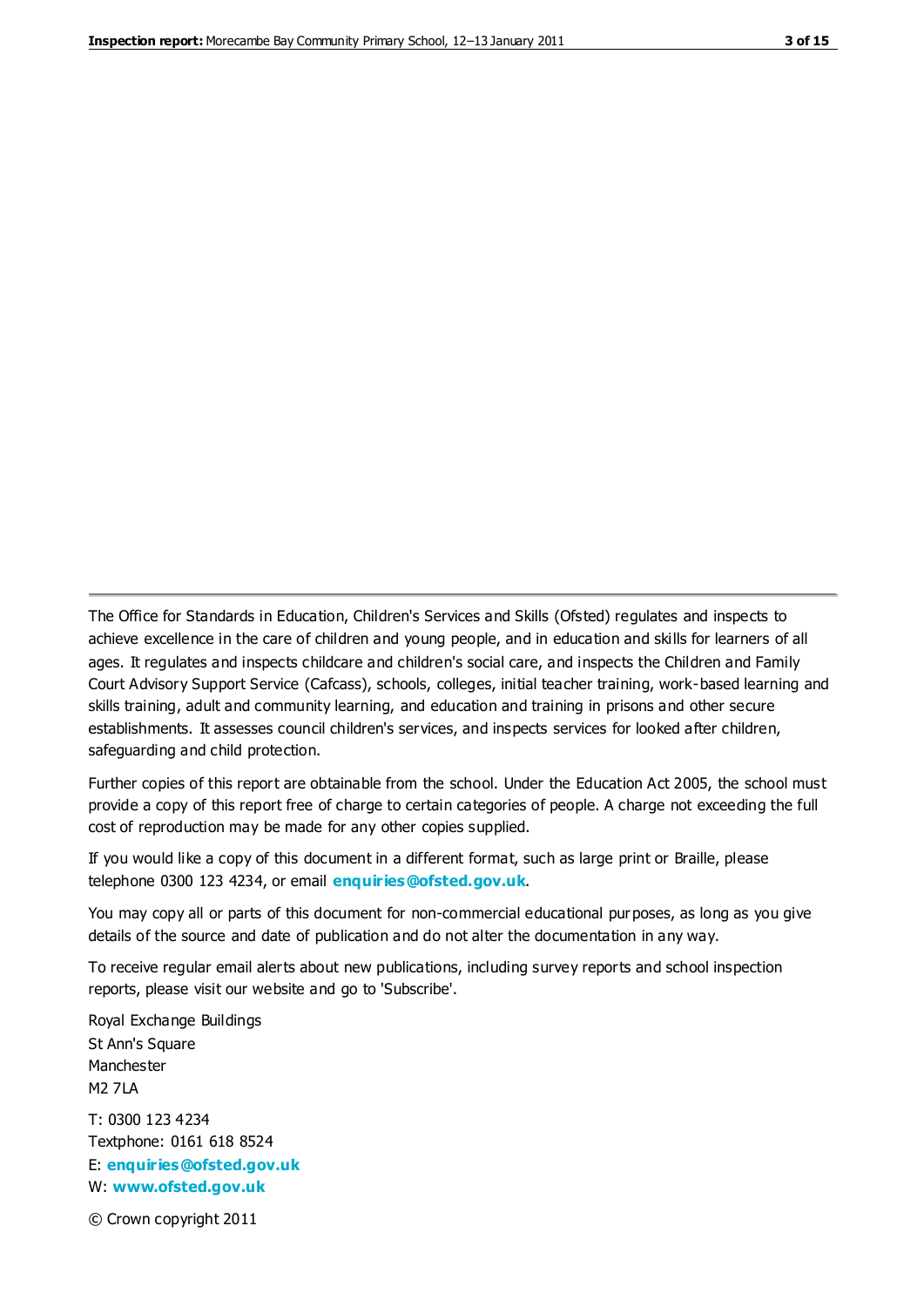The Office for Standards in Education, Children's Services and Skills (Ofsted) regulates and inspects to achieve excellence in the care of children and young people, and in education and skills for learners of all ages. It regulates and inspects childcare and children's social care, and inspects the Children and Family Court Advisory Support Service (Cafcass), schools, colleges, initial teacher training, work-based learning and skills training, adult and community learning, and education and training in prisons and other secure establishments. It assesses council children's services, and inspects services for looked after children, safeguarding and child protection.

Further copies of this report are obtainable from the school. Under the Education Act 2005, the school must provide a copy of this report free of charge to certain categories of people. A charge not exceeding the full cost of reproduction may be made for any other copies supplied.

If you would like a copy of this document in a different format, such as large print or Braille, please telephone 0300 123 4234, or email **enquiries@ofsted.gov.uk**.

You may copy all or parts of this document for non-commercial educational purposes, as long as you give details of the source and date of publication and do not alter the documentation in any way.

To receive regular email alerts about new publications, including survey reports and school inspection reports, please visit our website and go to 'Subscribe'.

Royal Exchange Buildings
St Ann's Square
Manchester
M2 7LA

T: 0300 123 4234
Textphone: 0161 618 8524
E: **enquiries@ofsted.gov.uk**
W: **www.ofsted.gov.uk**

© Crown copyright 2011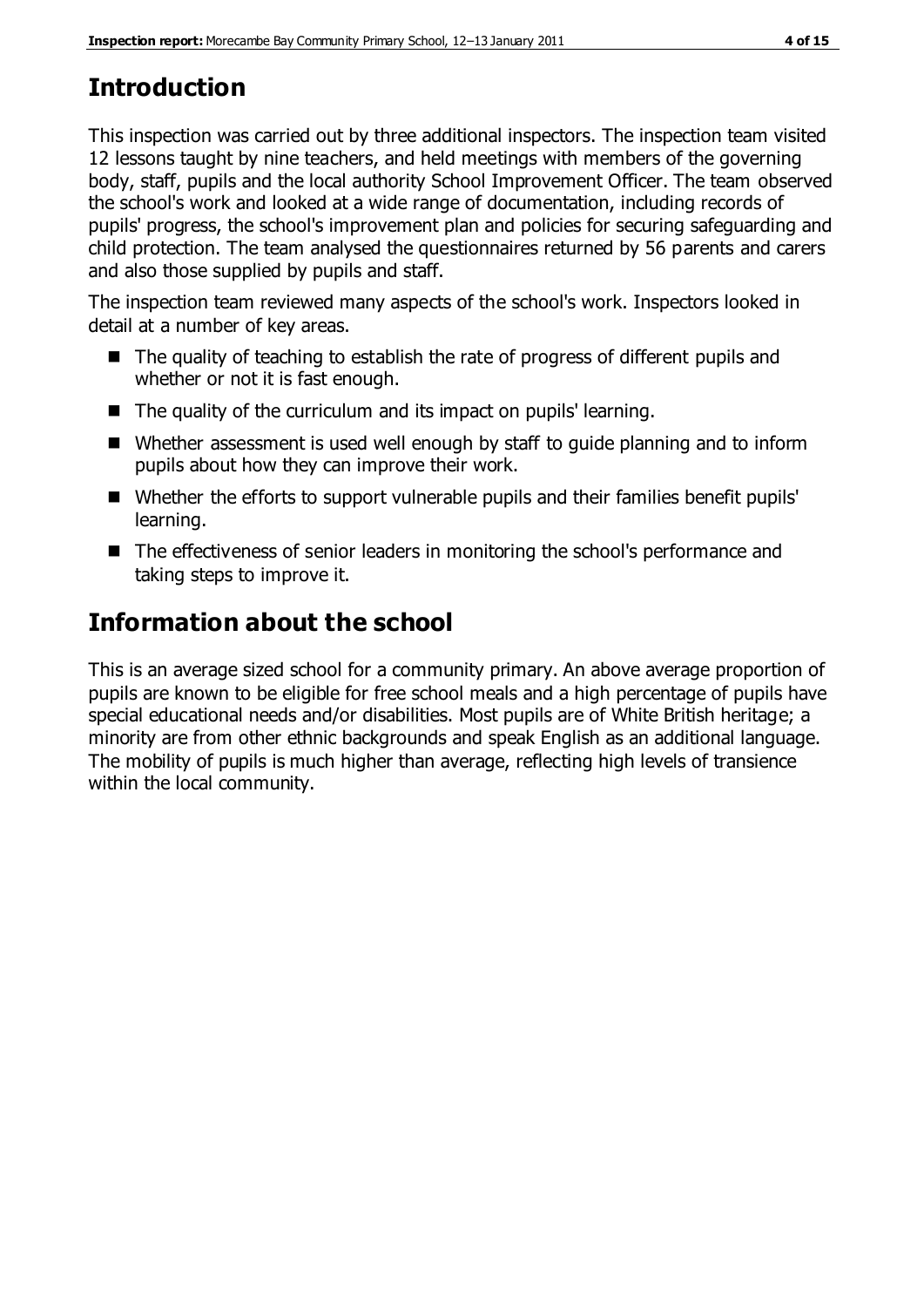# Introduction

This inspection was carried out by three additional inspectors. The inspection team visited 12 lessons taught by nine teachers, and held meetings with members of the governing body, staff, pupils and the local authority School Improvement Officer. The team observed the school's work and looked at a wide range of documentation, including records of pupils' progress, the school's improvement plan and policies for securing safeguarding and child protection. The team analysed the questionnaires returned by 56 parents and carers and also those supplied by pupils and staff.

The inspection team reviewed many aspects of the school's work. Inspectors looked in detail at a number of key areas.

- The quality of teaching to establish the rate of progress of different pupils and whether or not it is fast enough.
- The quality of the curriculum and its impact on pupils' learning.
- Whether assessment is used well enough by staff to guide planning and to inform pupils about how they can improve their work.
- Whether the efforts to support vulnerable pupils and their families benefit pupils' learning.
- The effectiveness of senior leaders in monitoring the school's performance and taking steps to improve it.

# Information about the school

This is an average sized school for a community primary. An above average proportion of pupils are known to be eligible for free school meals and a high percentage of pupils have special educational needs and/or disabilities. Most pupils are of White British heritage; a minority are from other ethnic backgrounds and speak English as an additional language. The mobility of pupils is much higher than average, reflecting high levels of transience within the local community.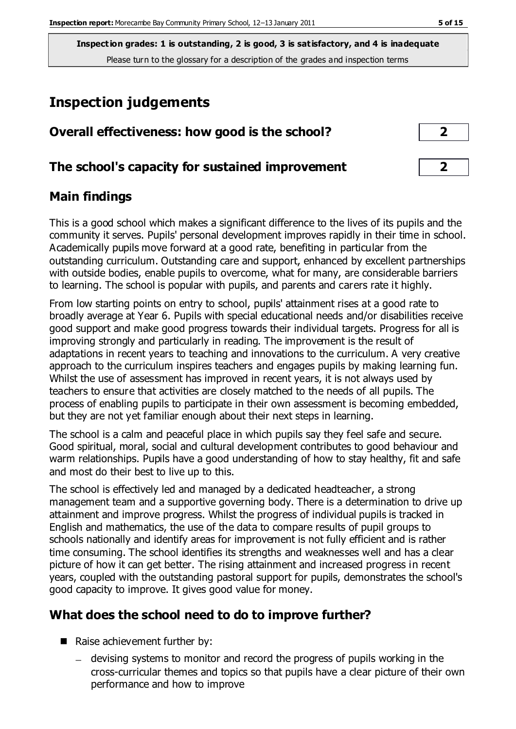**Inspection grades: 1 is outstanding, 2 is good, 3 is satisfactory, and 4 is inadequate**
Please turn to the glossary for a description of the grades and inspection terms

# Inspection judgements

## Overall effectiveness: how good is the school? 2

## The school's capacity for sustained improvement 2

## Main findings

This is a good school which makes a significant difference to the lives of its pupils and the community it serves. Pupils' personal development improves rapidly in their time in school. Academically pupils move forward at a good rate, benefiting in particular from the outstanding curriculum. Outstanding care and support, enhanced by excellent partnerships with outside bodies, enable pupils to overcome, what for many, are considerable barriers to learning. The school is popular with pupils, and parents and carers rate it highly.

From low starting points on entry to school, pupils' attainment rises at a good rate to broadly average at Year 6. Pupils with special educational needs and/or disabilities receive good support and make good progress towards their individual targets. Progress for all is improving strongly and particularly in reading. The improvement is the result of adaptations in recent years to teaching and innovations to the curriculum. A very creative approach to the curriculum inspires teachers and engages pupils by making learning fun. Whilst the use of assessment has improved in recent years, it is not always used by teachers to ensure that activities are closely matched to the needs of all pupils. The process of enabling pupils to participate in their own assessment is becoming embedded, but they are not yet familiar enough about their next steps in learning.

The school is a calm and peaceful place in which pupils say they feel safe and secure. Good spiritual, moral, social and cultural development contributes to good behaviour and warm relationships. Pupils have a good understanding of how to stay healthy, fit and safe and most do their best to live up to this.

The school is effectively led and managed by a dedicated headteacher, a strong management team and a supportive governing body. There is a determination to drive up attainment and improve progress. Whilst the progress of individual pupils is tracked in English and mathematics, the use of the data to compare results of pupil groups to schools nationally and identify areas for improvement is not fully efficient and is rather time consuming. The school identifies its strengths and weaknesses well and has a clear picture of how it can get better. The rising attainment and increased progress in recent years, coupled with the outstanding pastoral support for pupils, demonstrates the school's good capacity to improve. It gives good value for money.

## What does the school need to do to improve further?

- Raise achievement further by:
  - devising systems to monitor and record the progress of pupils working in the cross-curricular themes and topics so that pupils have a clear picture of their own performance and how to improve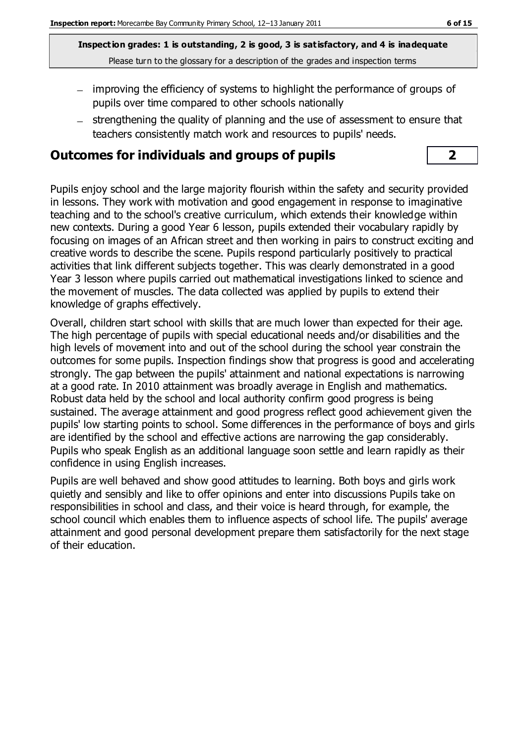- improving the efficiency of systems to highlight the performance of groups of pupils over time compared to other schools nationally
- strengthening the quality of planning and the use of assessment to ensure that teachers consistently match work and resources to pupils' needs.

## Outcomes for individuals and groups of pupils **2**

Pupils enjoy school and the large majority flourish within the safety and security provided in lessons. They work with motivation and good engagement in response to imaginative teaching and to the school's creative curriculum, which extends their knowledge within new contexts. During a good Year 6 lesson, pupils extended their vocabulary rapidly by focusing on images of an African street and then working in pairs to construct exciting and creative words to describe the scene. Pupils respond particularly positively to practical activities that link different subjects together. This was clearly demonstrated in a good Year 3 lesson where pupils carried out mathematical investigations linked to science and the movement of muscles. The data collected was applied by pupils to extend their knowledge of graphs effectively.

Overall, children start school with skills that are much lower than expected for their age. The high percentage of pupils with special educational needs and/or disabilities and the high levels of movement into and out of the school during the school year constrain the outcomes for some pupils. Inspection findings show that progress is good and accelerating strongly. The gap between the pupils' attainment and national expectations is narrowing at a good rate. In 2010 attainment was broadly average in English and mathematics. Robust data held by the school and local authority confirm good progress is being sustained. The average attainment and good progress reflect good achievement given the pupils' low starting points to school. Some differences in the performance of boys and girls are identified by the school and effective actions are narrowing the gap considerably. Pupils who speak English as an additional language soon settle and learn rapidly as their confidence in using English increases.

Pupils are well behaved and show good attitudes to learning. Both boys and girls work quietly and sensibly and like to offer opinions and enter into discussions Pupils take on responsibilities in school and class, and their voice is heard through, for example, the school council which enables them to influence aspects of school life. The pupils' average attainment and good personal development prepare them satisfactorily for the next stage of their education.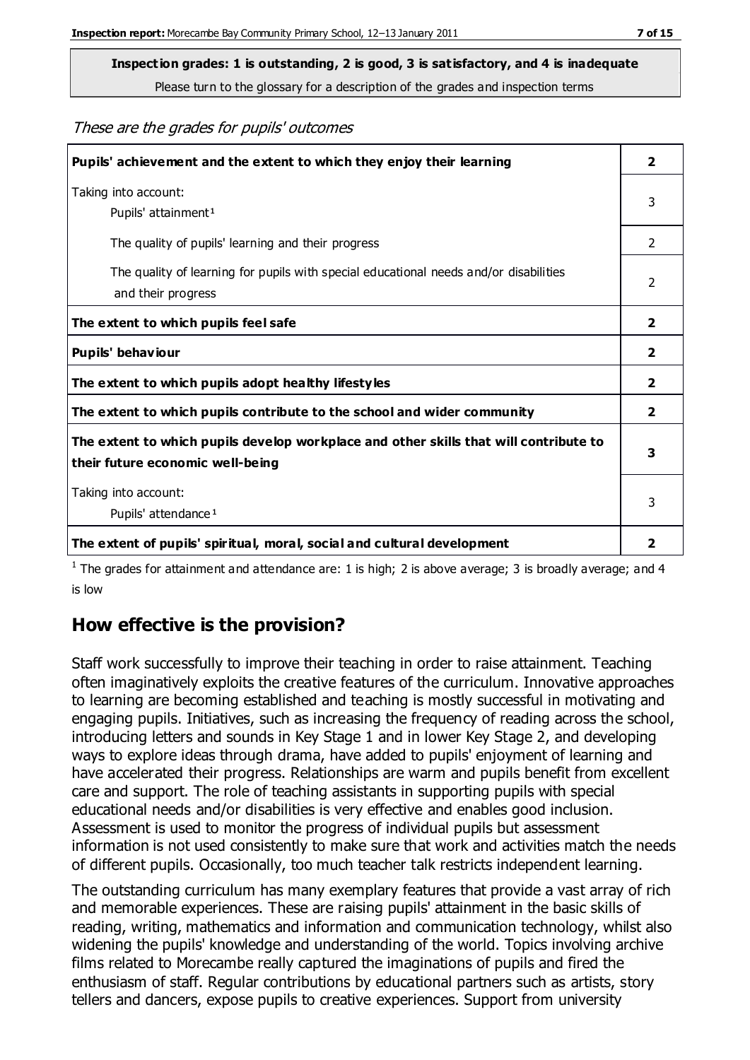**Inspection grades: 1 is outstanding, 2 is good, 3 is satisfactory, and 4 is inadequate**
Please turn to the glossary for a description of the grades and inspection terms

*These are the grades for pupils' outcomes*

| | |
|---|---|
| **Pupils' achievement and the extent to which they enjoy their learning** | **2** |
| Taking into account: Pupils' attainment[1] | 3 |
| The quality of pupils' learning and their progress | 2 |
| The quality of learning for pupils with special educational needs and/or disabilities and their progress | 2 |
| **The extent to which pupils feel safe** | **2** |
| **Pupils' behaviour** | **2** |
| **The extent to which pupils adopt healthy lifestyles** | **2** |
| **The extent to which pupils contribute to the school and wider community** | **2** |
| **The extent to which pupils develop workplace and other skills that will contribute to their future economic well-being** | **3** |
| Taking into account: Pupils' attendance[1] | 3 |
| **The extent of pupils' spiritual, moral, social and cultural development** | **2** |

[1] The grades for attainment and attendance are: 1 is high; 2 is above average; 3 is broadly average; and 4 is low

## How effective is the provision?

Staff work successfully to improve their teaching in order to raise attainment. Teaching often imaginatively exploits the creative features of the curriculum. Innovative approaches to learning are becoming established and teaching is mostly successful in motivating and engaging pupils. Initiatives, such as increasing the frequency of reading across the school, introducing letters and sounds in Key Stage 1 and in lower Key Stage 2, and developing ways to explore ideas through drama, have added to pupils' enjoyment of learning and have accelerated their progress. Relationships are warm and pupils benefit from excellent care and support. The role of teaching assistants in supporting pupils with special educational needs and/or disabilities is very effective and enables good inclusion. Assessment is used to monitor the progress of individual pupils but assessment information is not used consistently to make sure that work and activities match the needs of different pupils. Occasionally, too much teacher talk restricts independent learning.

The outstanding curriculum has many exemplary features that provide a vast array of rich and memorable experiences. These are raising pupils' attainment in the basic skills of reading, writing, mathematics and information and communication technology, whilst also widening the pupils' knowledge and understanding of the world. Topics involving archive films related to Morecambe really captured the imaginations of pupils and fired the enthusiasm of staff. Regular contributions by educational partners such as artists, story tellers and dancers, expose pupils to creative experiences. Support from university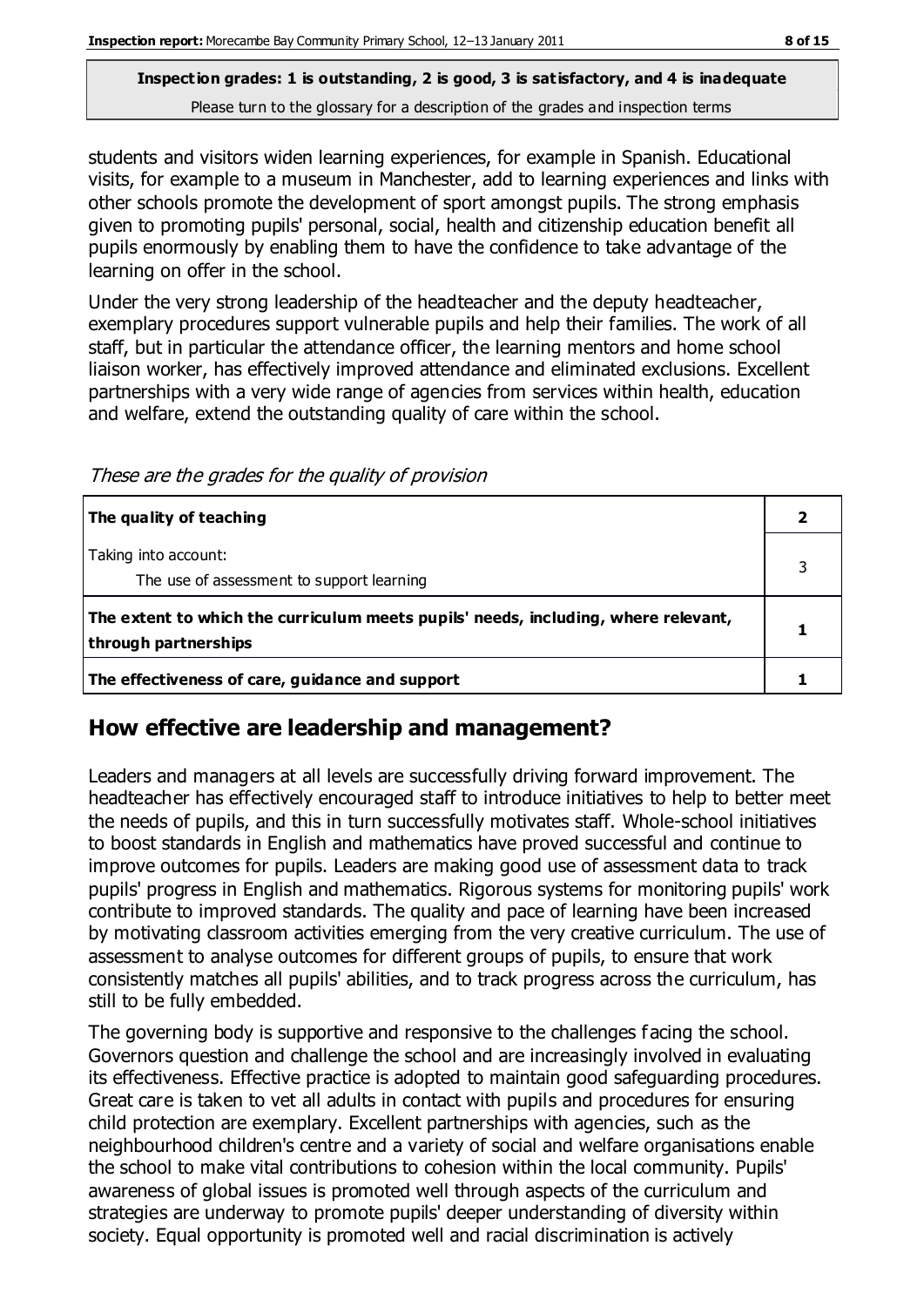students and visitors widen learning experiences, for example in Spanish. Educational visits, for example to a museum in Manchester, add to learning experiences and links with other schools promote the development of sport amongst pupils. The strong emphasis given to promoting pupils' personal, social, health and citizenship education benefit all pupils enormously by enabling them to have the confidence to take advantage of the learning on offer in the school.

Under the very strong leadership of the headteacher and the deputy headteacher, exemplary procedures support vulnerable pupils and help their families. The work of all staff, but in particular the attendance officer, the learning mentors and home school liaison worker, has effectively improved attendance and eliminated exclusions. Excellent partnerships with a very wide range of agencies from services within health, education and welfare, extend the outstanding quality of care within the school.

*These are the grades for the quality of provision*

| | |
|---|---|
| **The quality of teaching** | **2** |
| Taking into account: The use of assessment to support learning | 3 |
| **The extent to which the curriculum meets pupils' needs, including, where relevant, through partnerships** | **1** |
| **The effectiveness of care, guidance and support** | **1** |

## How effective are leadership and management?

Leaders and managers at all levels are successfully driving forward improvement. The headteacher has effectively encouraged staff to introduce initiatives to help to better meet the needs of pupils, and this in turn successfully motivates staff. Whole-school initiatives to boost standards in English and mathematics have proved successful and continue to improve outcomes for pupils. Leaders are making good use of assessment data to track pupils' progress in English and mathematics. Rigorous systems for monitoring pupils' work contribute to improved standards. The quality and pace of learning have been increased by motivating classroom activities emerging from the very creative curriculum. The use of assessment to analyse outcomes for different groups of pupils, to ensure that work consistently matches all pupils' abilities, and to track progress across the curriculum, has still to be fully embedded.

The governing body is supportive and responsive to the challenges facing the school. Governors question and challenge the school and are increasingly involved in evaluating its effectiveness. Effective practice is adopted to maintain good safeguarding procedures. Great care is taken to vet all adults in contact with pupils and procedures for ensuring child protection are exemplary. Excellent partnerships with agencies, such as the neighbourhood children's centre and a variety of social and welfare organisations enable the school to make vital contributions to cohesion within the local community. Pupils' awareness of global issues is promoted well through aspects of the curriculum and strategies are underway to promote pupils' deeper understanding of diversity within society. Equal opportunity is promoted well and racial discrimination is actively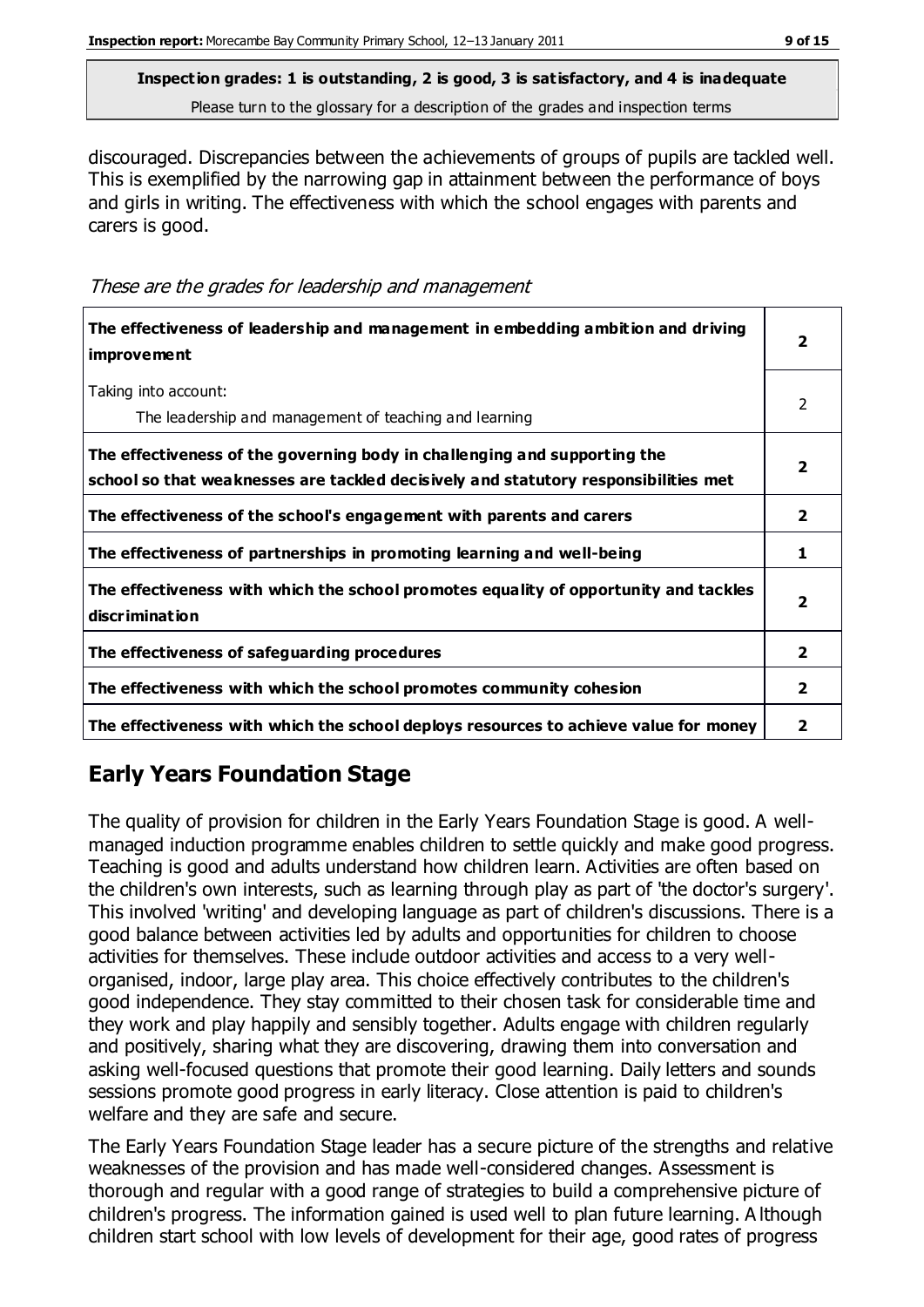**Inspection grades: 1 is outstanding, 2 is good, 3 is satisfactory, and 4 is inadequate**
Please turn to the glossary for a description of the grades and inspection terms

discouraged. Discrepancies between the achievements of groups of pupils are tackled well. This is exemplified by the narrowing gap in attainment between the performance of boys and girls in writing. The effectiveness with which the school engages with parents and carers is good.

*These are the grades for leadership and management*

| | |
|---|---|
| **The effectiveness of leadership and management in embedding ambition and driving improvement** | **2** |
| Taking into account:<br>The leadership and management of teaching and learning | 2 |
| **The effectiveness of the governing body in challenging and supporting the school so that weaknesses are tackled decisively and statutory responsibilities met** | **2** |
| **The effectiveness of the school's engagement with parents and carers** | **2** |
| **The effectiveness of partnerships in promoting learning and well-being** | **1** |
| **The effectiveness with which the school promotes equality of opportunity and tackles discrimination** | **2** |
| **The effectiveness of safeguarding procedures** | **2** |
| **The effectiveness with which the school promotes community cohesion** | **2** |
| **The effectiveness with which the school deploys resources to achieve value for money** | **2** |

## Early Years Foundation Stage

The quality of provision for children in the Early Years Foundation Stage is good. A well-managed induction programme enables children to settle quickly and make good progress. Teaching is good and adults understand how children learn. Activities are often based on the children's own interests, such as learning through play as part of 'the doctor's surgery'. This involved 'writing' and developing language as part of children's discussions. There is a good balance between activities led by adults and opportunities for children to choose activities for themselves. These include outdoor activities and access to a very well-organised, indoor, large play area. This choice effectively contributes to the children's good independence. They stay committed to their chosen task for considerable time and they work and play happily and sensibly together. Adults engage with children regularly and positively, sharing what they are discovering, drawing them into conversation and asking well-focused questions that promote their good learning. Daily letters and sounds sessions promote good progress in early literacy. Close attention is paid to children's welfare and they are safe and secure.

The Early Years Foundation Stage leader has a secure picture of the strengths and relative weaknesses of the provision and has made well-considered changes. Assessment is thorough and regular with a good range of strategies to build a comprehensive picture of children's progress. The information gained is used well to plan future learning. Although children start school with low levels of development for their age, good rates of progress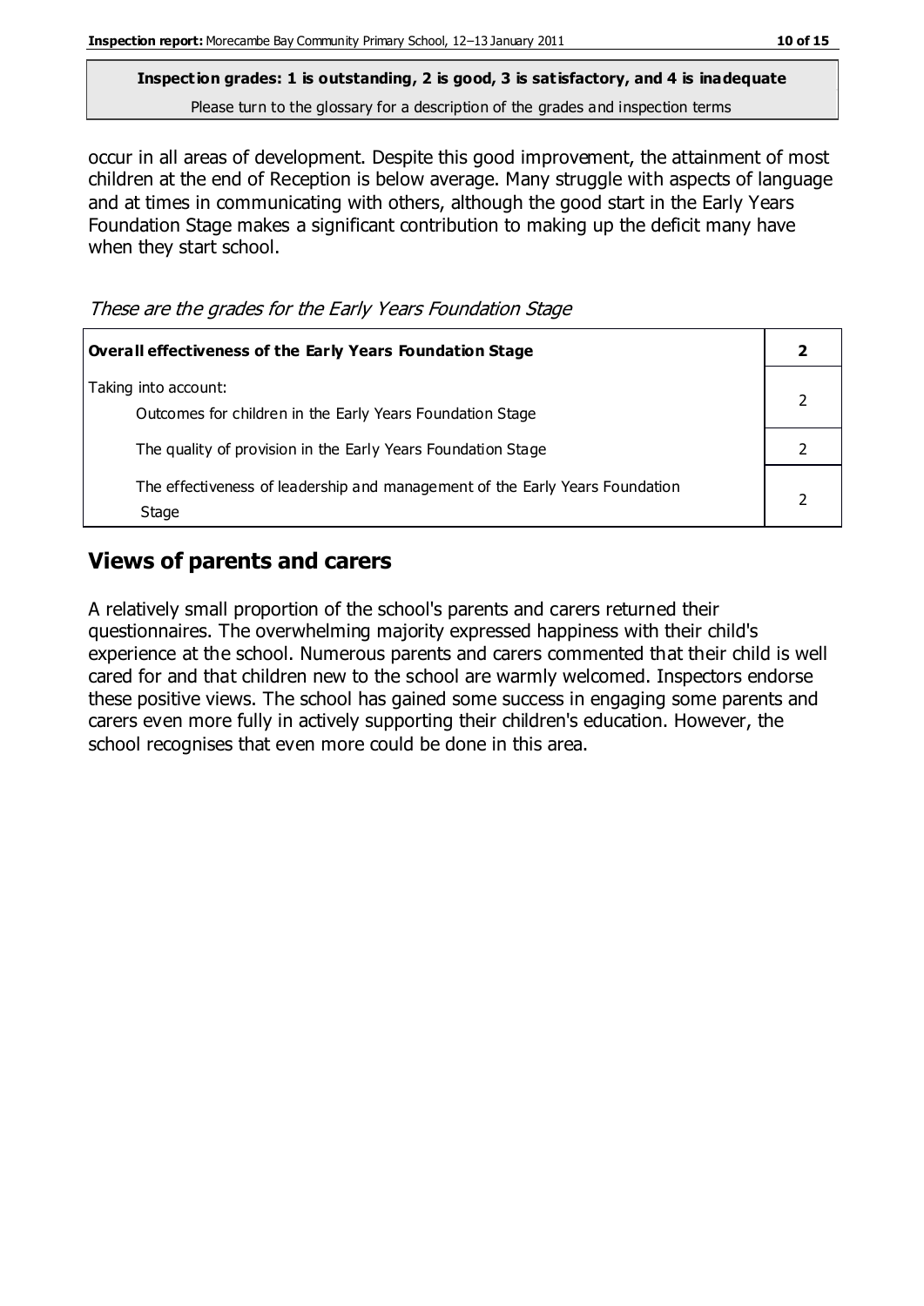**Inspection grades: 1 is outstanding, 2 is good, 3 is satisfactory, and 4 is inadequate**

Please turn to the glossary for a description of the grades and inspection terms

occur in all areas of development. Despite this good improvement, the attainment of most children at the end of Reception is below average. Many struggle with aspects of language and at times in communicating with others, although the good start in the Early Years Foundation Stage makes a significant contribution to making up the deficit many have when they start school.

*These are the grades for the Early Years Foundation Stage*

| **Overall effectiveness of the Early Years Foundation Stage** | **2** |
|---|---|
| Taking into account:<br>Outcomes for children in the Early Years Foundation Stage | 2 |
| The quality of provision in the Early Years Foundation Stage | 2 |
| The effectiveness of leadership and management of the Early Years Foundation Stage | 2 |

## Views of parents and carers

A relatively small proportion of the school's parents and carers returned their questionnaires. The overwhelming majority expressed happiness with their child's experience at the school. Numerous parents and carers commented that their child is well cared for and that children new to the school are warmly welcomed. Inspectors endorse these positive views. The school has gained some success in engaging some parents and carers even more fully in actively supporting their children's education. However, the school recognises that even more could be done in this area.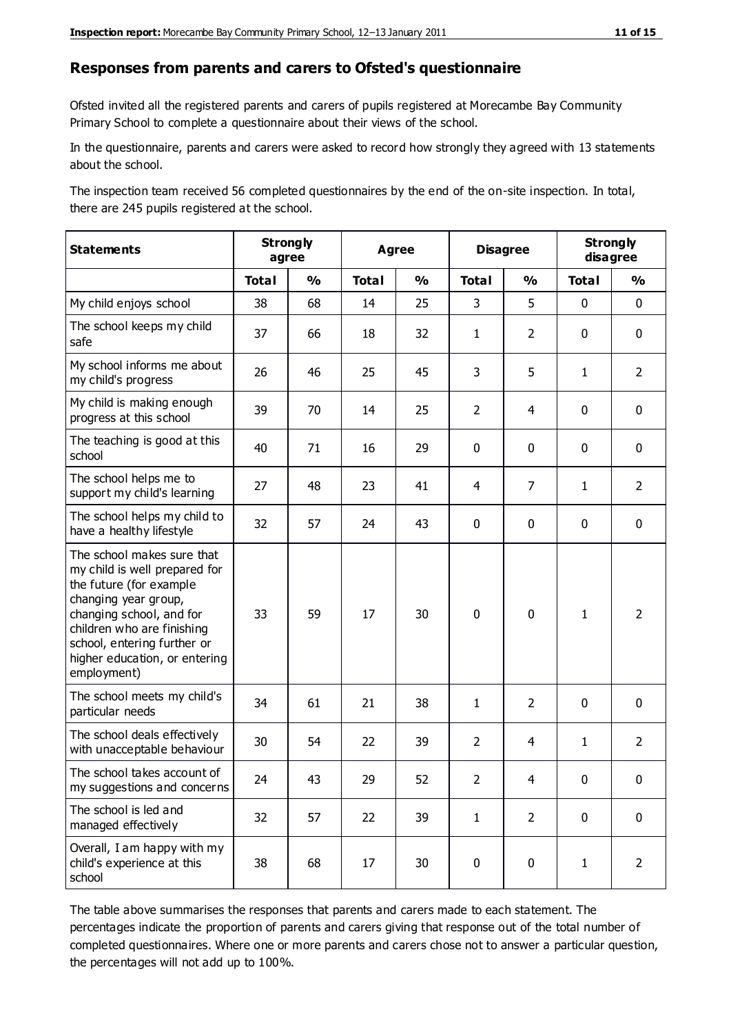## Responses from parents and carers to Ofsted's questionnaire

Ofsted invited all the registered parents and carers of pupils registered at Morecambe Bay Community Primary School to complete a questionnaire about their views of the school.

In the questionnaire, parents and carers were asked to record how strongly they agreed with 13 statements about the school.

The inspection team received 56 completed questionnaires by the end of the on-site inspection. In total, there are 245 pupils registered at the school.

| Statements | Strongly agree | | Agree | | Disagree | | Strongly disagree | |
|---|---|---|---|---|---|---|---|---|
| | Total | % | Total | % | Total | % | Total | % |
| My child enjoys school | 38 | 68 | 14 | 25 | 3 | 5 | 0 | 0 |
| The school keeps my child safe | 37 | 66 | 18 | 32 | 1 | 2 | 0 | 0 |
| My school informs me about my child's progress | 26 | 46 | 25 | 45 | 3 | 5 | 1 | 2 |
| My child is making enough progress at this school | 39 | 70 | 14 | 25 | 2 | 4 | 0 | 0 |
| The teaching is good at this school | 40 | 71 | 16 | 29 | 0 | 0 | 0 | 0 |
| The school helps me to support my child's learning | 27 | 48 | 23 | 41 | 4 | 7 | 1 | 2 |
| The school helps my child to have a healthy lifestyle | 32 | 57 | 24 | 43 | 0 | 0 | 0 | 0 |
| The school makes sure that my child is well prepared for the future (for example changing year group, changing school, and for children who are finishing school, entering further or higher education, or entering employment) | 33 | 59 | 17 | 30 | 0 | 0 | 1 | 2 |
| The school meets my child's particular needs | 34 | 61 | 21 | 38 | 1 | 2 | 0 | 0 |
| The school deals effectively with unacceptable behaviour | 30 | 54 | 22 | 39 | 2 | 4 | 1 | 2 |
| The school takes account of my suggestions and concerns | 24 | 43 | 29 | 52 | 2 | 4 | 0 | 0 |
| The school is led and managed effectively | 32 | 57 | 22 | 39 | 1 | 2 | 0 | 0 |
| Overall, I am happy with my child's experience at this school | 38 | 68 | 17 | 30 | 0 | 0 | 1 | 2 |

The table above summarises the responses that parents and carers made to each statement. The percentages indicate the proportion of parents and carers giving that response out of the total number of completed questionnaires. Where one or more parents and carers chose not to answer a particular question, the percentages will not add up to 100%.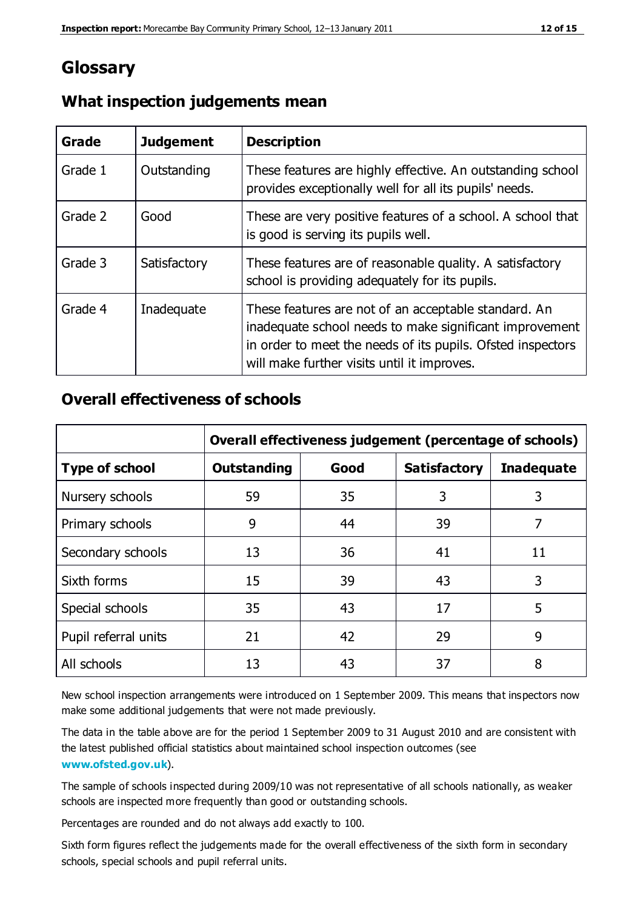# Glossary

## What inspection judgements mean

| Grade | Judgement | Description |
|---|---|---|
| Grade 1 | Outstanding | These features are highly effective. An outstanding school provides exceptionally well for all its pupils' needs. |
| Grade 2 | Good | These are very positive features of a school. A school that is good is serving its pupils well. |
| Grade 3 | Satisfactory | These features are of reasonable quality. A satisfactory school is providing adequately for its pupils. |
| Grade 4 | Inadequate | These features are not of an acceptable standard. An inadequate school needs to make significant improvement in order to meet the needs of its pupils. Ofsted inspectors will make further visits until it improves. |

## Overall effectiveness of schools

| | Overall effectiveness judgement (percentage of schools) | | | |
|---|---|---|---|---|
| **Type of school** | **Outstanding** | **Good** | **Satisfactory** | **Inadequate** |
| Nursery schools | 59 | 35 | 3 | 3 |
| Primary schools | 9 | 44 | 39 | 7 |
| Secondary schools | 13 | 36 | 41 | 11 |
| Sixth forms | 15 | 39 | 43 | 3 |
| Special schools | 35 | 43 | 17 | 5 |
| Pupil referral units | 21 | 42 | 29 | 9 |
| All schools | 13 | 43 | 37 | 8 |

New school inspection arrangements were introduced on 1 September 2009. This means that inspectors now make some additional judgements that were not made previously.

The data in the table above are for the period 1 September 2009 to 31 August 2010 and are consistent with the latest published official statistics about maintained school inspection outcomes (see **www.ofsted.gov.uk**).

The sample of schools inspected during 2009/10 was not representative of all schools nationally, as weaker schools are inspected more frequently than good or outstanding schools.

Percentages are rounded and do not always add exactly to 100.

Sixth form figures reflect the judgements made for the overall effectiveness of the sixth form in secondary schools, special schools and pupil referral units.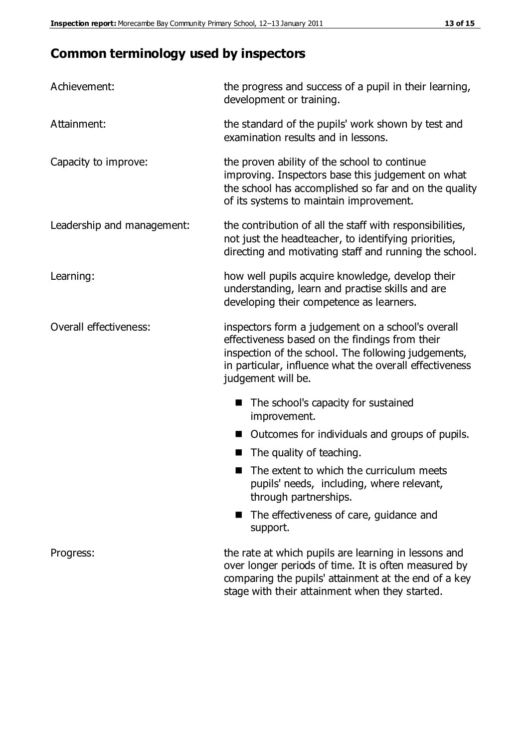## Common terminology used by inspectors

| | |
|---|---|
| Achievement: | the progress and success of a pupil in their learning, development or training. |
| Attainment: | the standard of the pupils' work shown by test and examination results and in lessons. |
| Capacity to improve: | the proven ability of the school to continue improving. Inspectors base this judgement on what the school has accomplished so far and on the quality of its systems to maintain improvement. |
| Leadership and management: | the contribution of all the staff with responsibilities, not just the headteacher, to identifying priorities, directing and motivating staff and running the school. |
| Learning: | how well pupils acquire knowledge, develop their understanding, learn and practise skills and are developing their competence as learners. |
| Overall effectiveness: | inspectors form a judgement on a school's overall effectiveness based on the findings from their inspection of the school. The following judgements, in particular, influence what the overall effectiveness judgement will be.<br>■ The school's capacity for sustained improvement.<br>■ Outcomes for individuals and groups of pupils.<br>■ The quality of teaching.<br>■ The extent to which the curriculum meets pupils' needs, including, where relevant, through partnerships.<br>■ The effectiveness of care, guidance and support. |
| Progress: | the rate at which pupils are learning in lessons and over longer periods of time. It is often measured by comparing the pupils' attainment at the end of a key stage with their attainment when they started. |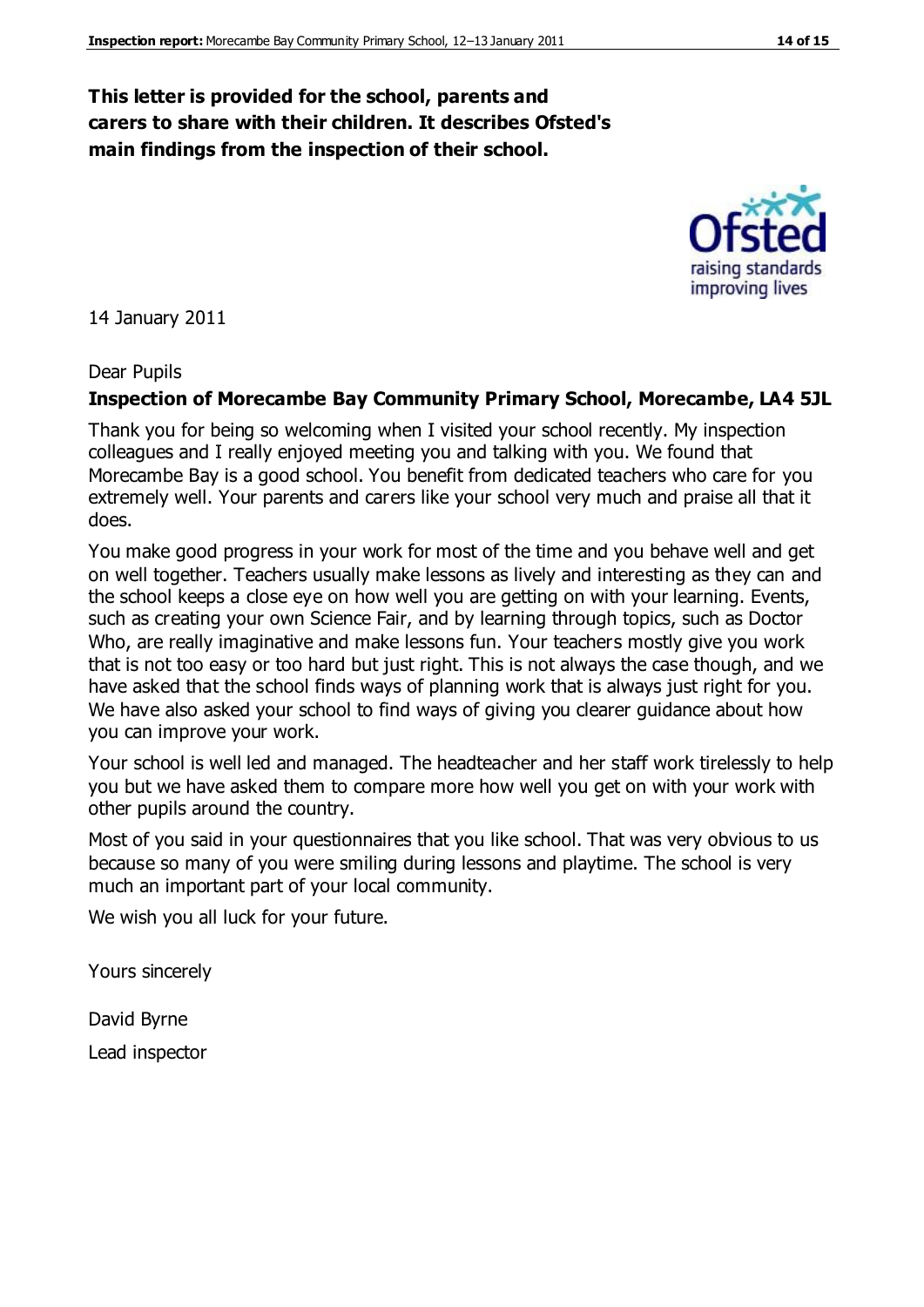**This letter is provided for the school, parents and carers to share with their children. It describes Ofsted's main findings from the inspection of their school.**

14 January 2011

Dear Pupils

**Inspection of Morecambe Bay Community Primary School, Morecambe, LA4 5JL**

Thank you for being so welcoming when I visited your school recently. My inspection colleagues and I really enjoyed meeting you and talking with you. We found that Morecambe Bay is a good school. You benefit from dedicated teachers who care for you extremely well. Your parents and carers like your school very much and praise all that it does.

You make good progress in your work for most of the time and you behave well and get on well together. Teachers usually make lessons as lively and interesting as they can and the school keeps a close eye on how well you are getting on with your learning. Events, such as creating your own Science Fair, and by learning through topics, such as Doctor Who, are really imaginative and make lessons fun. Your teachers mostly give you work that is not too easy or too hard but just right. This is not always the case though, and we have asked that the school finds ways of planning work that is always just right for you. We have also asked your school to find ways of giving you clearer guidance about how you can improve your work.

Your school is well led and managed. The headteacher and her staff work tirelessly to help you but we have asked them to compare more how well you get on with your work with other pupils around the country.

Most of you said in your questionnaires that you like school. That was very obvious to us because so many of you were smiling during lessons and playtime. The school is very much an important part of your local community.

We wish you all luck for your future.

Yours sincerely

David Byrne

Lead inspector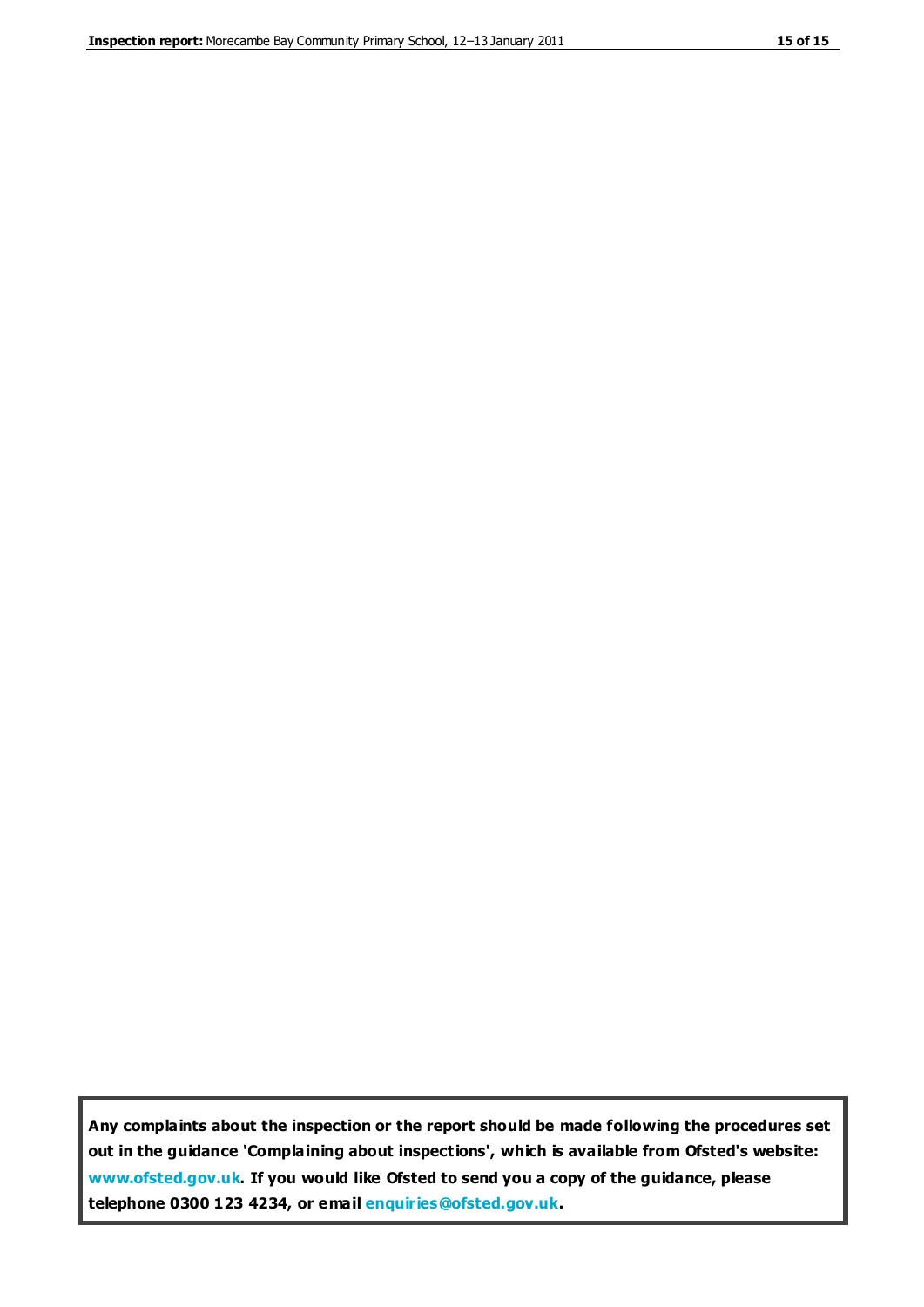**Any complaints about the inspection or the report should be made following the procedures set out in the guidance 'Complaining about inspections', which is available from Ofsted's website: www.ofsted.gov.uk. If you would like Ofsted to send you a copy of the guidance, please telephone 0300 123 4234, or email enquiries@ofsted.gov.uk.**